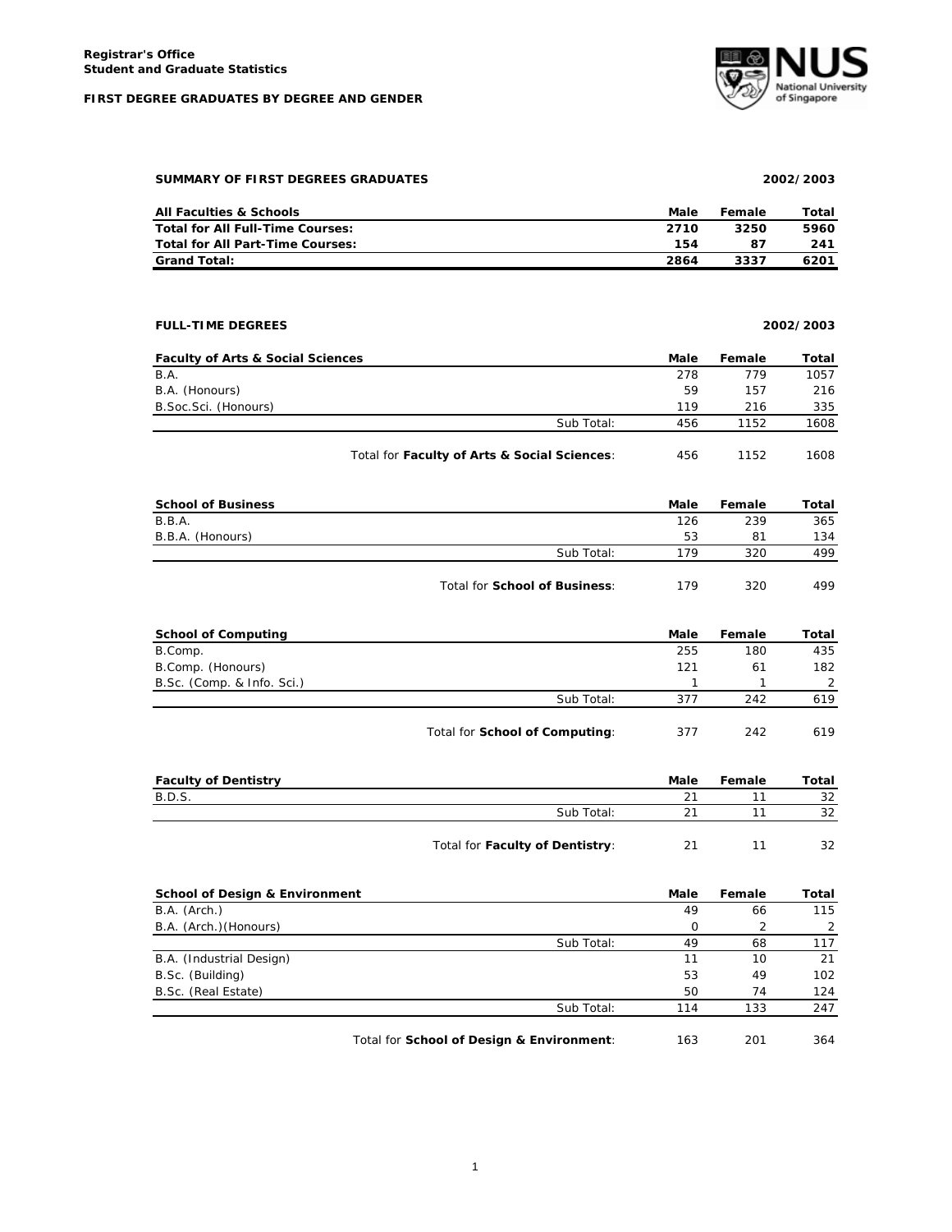**Registrar's Office**
**Student and Graduate Statistics**

**FIRST DEGREE GRADUATES BY DEGREE AND GENDER**

## SUMMARY OF FIRST DEGREES GRADUATES — 2002/2003

| All Faculties & Schools | Male | Female | Total |
|---|---|---|---|
| **Total for All Full-Time Courses:** | **2710** | **3250** | **5960** |
| **Total for All Part-Time Courses:** | **154** | **87** | **241** |
| **Grand Total:** | **2864** | **3337** | **6201** |

## FULL-TIME DEGREES — 2002/2003

| Faculty of Arts & Social Sciences | | Male | Female | Total |
|---|---|---|---|---|
| B.A. | | 278 | 779 | 1057 |
| B.A. (Honours) | | 59 | 157 | 216 |
| B.Soc.Sci. (Honours) | | 119 | 216 | 335 |
| | Sub Total: | 456 | 1152 | 1608 |
| | Total for **Faculty of Arts & Social Sciences**: | 456 | 1152 | 1608 |

| School of Business | | Male | Female | Total |
|---|---|---|---|---|
| B.B.A. | | 126 | 239 | 365 |
| B.B.A. (Honours) | | 53 | 81 | 134 |
| | Sub Total: | 179 | 320 | 499 |
| | Total for **School of Business**: | 179 | 320 | 499 |

| School of Computing | | Male | Female | Total |
|---|---|---|---|---|
| B.Comp. | | 255 | 180 | 435 |
| B.Comp. (Honours) | | 121 | 61 | 182 |
| B.Sc. (Comp. & Info. Sci.) | | 1 | 1 | 2 |
| | Sub Total: | 377 | 242 | 619 |
| | Total for **School of Computing**: | 377 | 242 | 619 |

| Faculty of Dentistry | | Male | Female | Total |
|---|---|---|---|---|
| B.D.S. | | 21 | 11 | 32 |
| | Sub Total: | 21 | 11 | 32 |
| | Total for **Faculty of Dentistry**: | 21 | 11 | 32 |

| School of Design & Environment | | Male | Female | Total |
|---|---|---|---|---|
| B.A. (Arch.) | | 49 | 66 | 115 |
| B.A. (Arch.)(Honours) | | 0 | 2 | 2 |
| | Sub Total: | 49 | 68 | 117 |
| B.A. (Industrial Design) | | 11 | 10 | 21 |
| B.Sc. (Building) | | 53 | 49 | 102 |
| B.Sc. (Real Estate) | | 50 | 74 | 124 |
| | Sub Total: | 114 | 133 | 247 |
| | Total for **School of Design & Environment**: | 163 | 201 | 364 |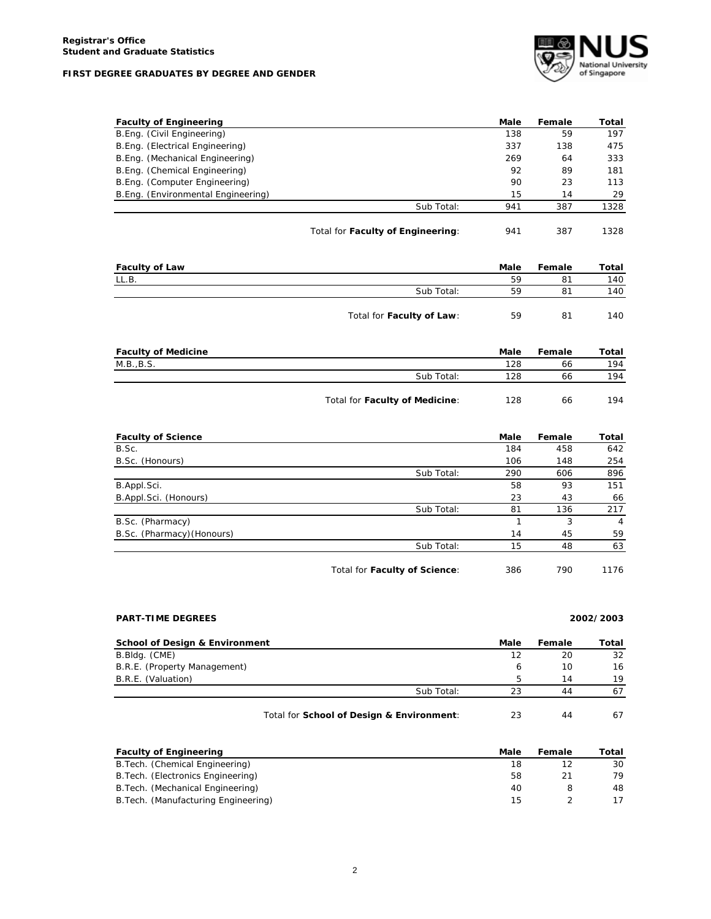**Registrar's Office**
**Student and Graduate Statistics**

**FIRST DEGREE GRADUATES BY DEGREE AND GENDER**

| Faculty of Engineering | Male | Female | Total |
|---|---|---|---|
| B.Eng. (Civil Engineering) | 138 | 59 | 197 |
| B.Eng. (Electrical Engineering) | 337 | 138 | 475 |
| B.Eng. (Mechanical Engineering) | 269 | 64 | 333 |
| B.Eng. (Chemical Engineering) | 92 | 89 | 181 |
| B.Eng. (Computer Engineering) | 90 | 23 | 113 |
| B.Eng. (Environmental Engineering) | 15 | 14 | 29 |
| Sub Total: | 941 | 387 | 1328 |
| Total for **Faculty of Engineering**: | 941 | 387 | 1328 |

| Faculty of Law | Male | Female | Total |
|---|---|---|---|
| LL.B. | 59 | 81 | 140 |
| Sub Total: | 59 | 81 | 140 |
| Total for **Faculty of Law**: | 59 | 81 | 140 |

| Faculty of Medicine | Male | Female | Total |
|---|---|---|---|
| M.B.,B.S. | 128 | 66 | 194 |
| Sub Total: | 128 | 66 | 194 |
| Total for **Faculty of Medicine**: | 128 | 66 | 194 |

| Faculty of Science | Male | Female | Total |
|---|---|---|---|
| B.Sc. | 184 | 458 | 642 |
| B.Sc. (Honours) | 106 | 148 | 254 |
| Sub Total: | 290 | 606 | 896 |
| B.Appl.Sci. | 58 | 93 | 151 |
| B.Appl.Sci. (Honours) | 23 | 43 | 66 |
| Sub Total: | 81 | 136 | 217 |
| B.Sc. (Pharmacy) | 1 | 3 | 4 |
| B.Sc. (Pharmacy)(Honours) | 14 | 45 | 59 |
| Sub Total: | 15 | 48 | 63 |
| Total for **Faculty of Science**: | 386 | 790 | 1176 |

**PART-TIME DEGREES** **2002/2003**

| School of Design & Environment | Male | Female | Total |
|---|---|---|---|
| B.Bldg. (CME) | 12 | 20 | 32 |
| B.R.E. (Property Management) | 6 | 10 | 16 |
| B.R.E. (Valuation) | 5 | 14 | 19 |
| Sub Total: | 23 | 44 | 67 |
| Total for **School of Design & Environment**: | 23 | 44 | 67 |

| Faculty of Engineering | Male | Female | Total |
|---|---|---|---|
| B.Tech. (Chemical Engineering) | 18 | 12 | 30 |
| B.Tech. (Electronics Engineering) | 58 | 21 | 79 |
| B.Tech. (Mechanical Engineering) | 40 | 8 | 48 |
| B.Tech. (Manufacturing Engineering) | 15 | 2 | 17 |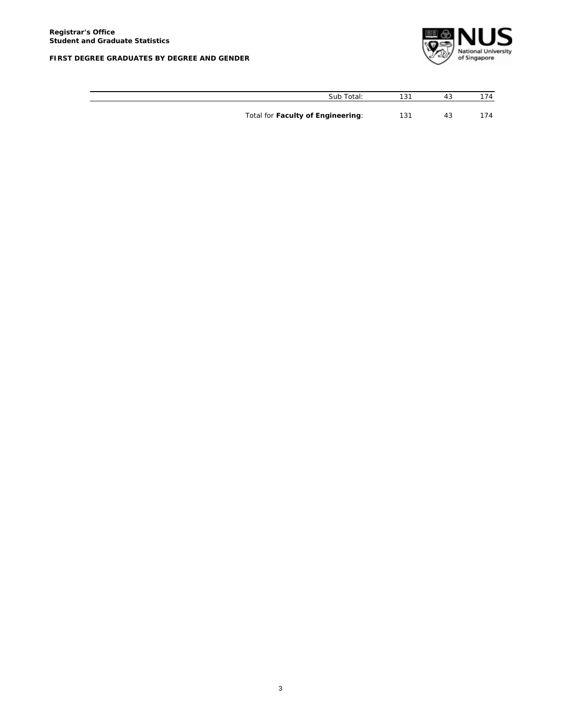| | | | |
|---|---|---|---|
| Sub Total: | 131 | 43 | 174 |
| Total for **Faculty of Engineering**: | 131 | 43 | 174 |